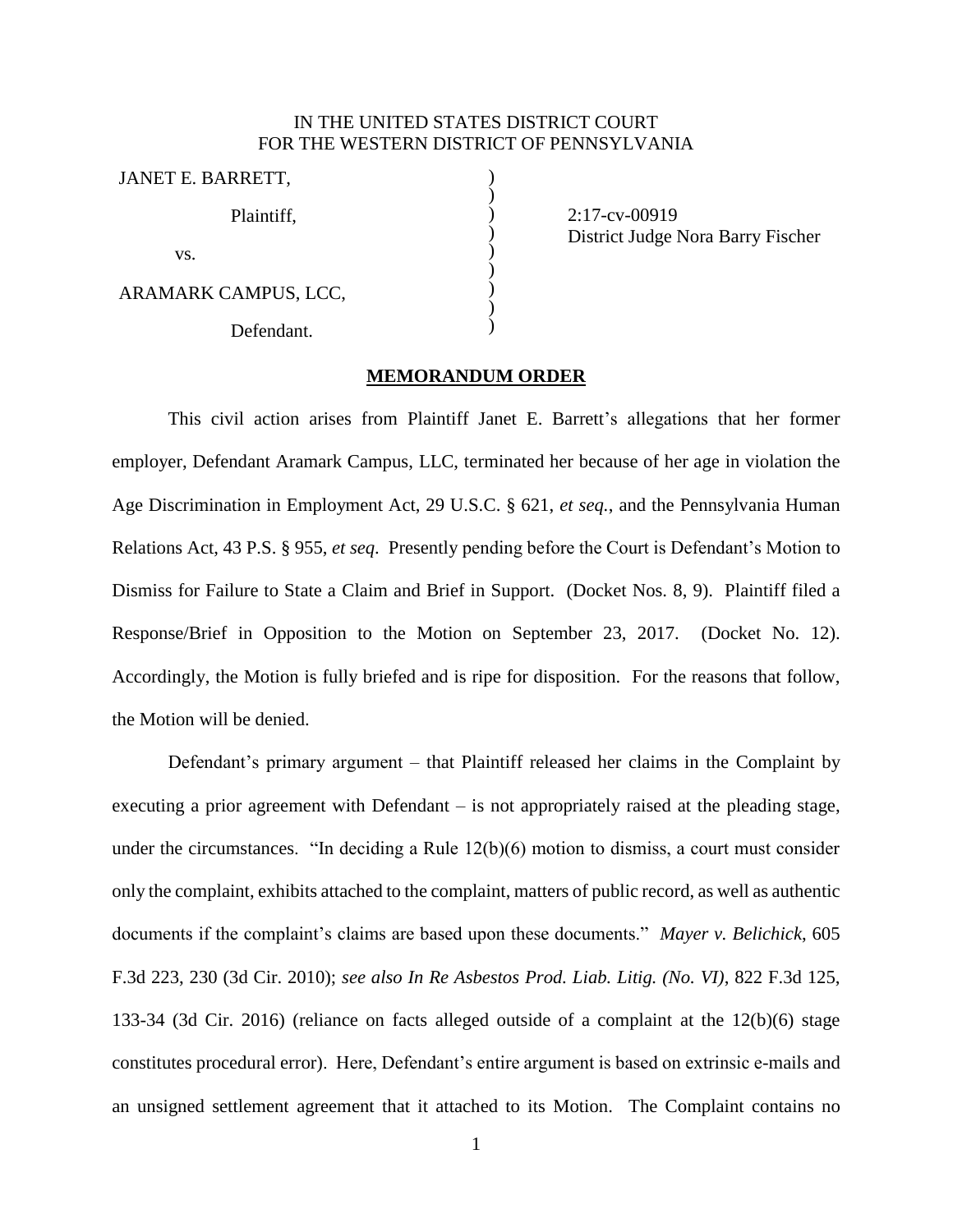IN THE UNITED STATES DISTRICT COURT
FOR THE WESTERN DISTRICT OF PENNSYLVANIA

| | | |
|---|---|---|
| JANET E. BARRETT, | ) | |
| | ) | |
| Plaintiff, | ) | 2:17-cv-00919 |
| | ) | District Judge Nora Barry Fischer |
| vs. | ) | |
| | ) | |
| ARAMARK CAMPUS, LCC, | ) | |
| | ) | |
| Defendant. | ) | |

**MEMORANDUM ORDER**

This civil action arises from Plaintiff Janet E. Barrett's allegations that her former employer, Defendant Aramark Campus, LLC, terminated her because of her age in violation the Age Discrimination in Employment Act, 29 U.S.C. § 621, *et seq.*, and the Pennsylvania Human Relations Act, 43 P.S. § 955, *et seq*. Presently pending before the Court is Defendant's Motion to Dismiss for Failure to State a Claim and Brief in Support. (Docket Nos. 8, 9). Plaintiff filed a Response/Brief in Opposition to the Motion on September 23, 2017. (Docket No. 12). Accordingly, the Motion is fully briefed and is ripe for disposition. For the reasons that follow, the Motion will be denied.

Defendant's primary argument – that Plaintiff released her claims in the Complaint by executing a prior agreement with Defendant – is not appropriately raised at the pleading stage, under the circumstances. "In deciding a Rule 12(b)(6) motion to dismiss, a court must consider only the complaint, exhibits attached to the complaint, matters of public record, as well as authentic documents if the complaint's claims are based upon these documents." *Mayer v. Belichick*, 605 F.3d 223, 230 (3d Cir. 2010); *see also In Re Asbestos Prod. Liab. Litig. (No. VI)*, 822 F.3d 125, 133-34 (3d Cir. 2016) (reliance on facts alleged outside of a complaint at the 12(b)(6) stage constitutes procedural error). Here, Defendant's entire argument is based on extrinsic e-mails and an unsigned settlement agreement that it attached to its Motion. The Complaint contains no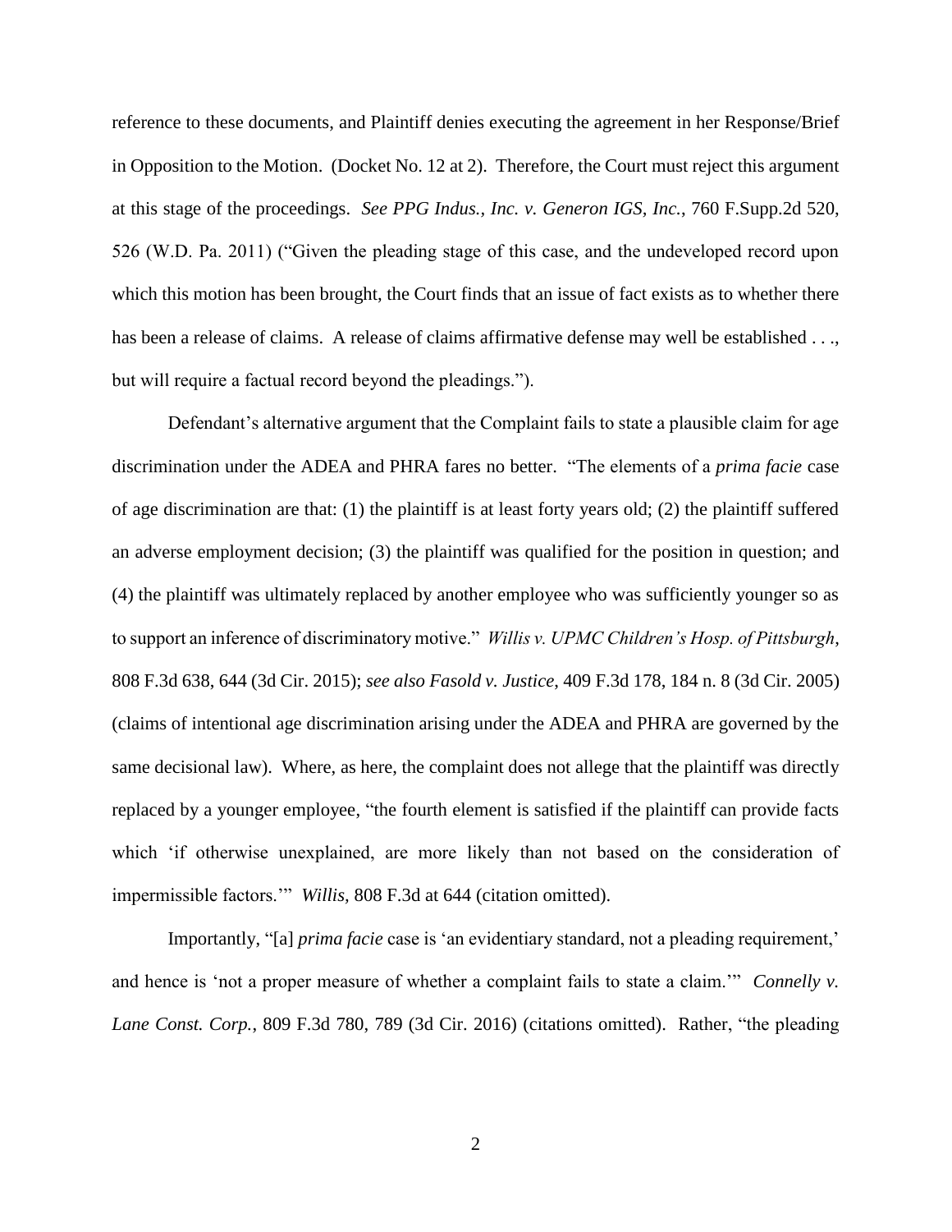reference to these documents, and Plaintiff denies executing the agreement in her Response/Brief in Opposition to the Motion. (Docket No. 12 at 2). Therefore, the Court must reject this argument at this stage of the proceedings. *See PPG Indus., Inc. v. Generon IGS, Inc.*, 760 F.Supp.2d 520, 526 (W.D. Pa. 2011) ("Given the pleading stage of this case, and the undeveloped record upon which this motion has been brought, the Court finds that an issue of fact exists as to whether there has been a release of claims. A release of claims affirmative defense may well be established . . ., but will require a factual record beyond the pleadings.").

Defendant's alternative argument that the Complaint fails to state a plausible claim for age discrimination under the ADEA and PHRA fares no better. "The elements of a *prima facie* case of age discrimination are that: (1) the plaintiff is at least forty years old; (2) the plaintiff suffered an adverse employment decision; (3) the plaintiff was qualified for the position in question; and (4) the plaintiff was ultimately replaced by another employee who was sufficiently younger so as to support an inference of discriminatory motive." *Willis v. UPMC Children's Hosp. of Pittsburgh*, 808 F.3d 638, 644 (3d Cir. 2015); *see also Fasold v. Justice*, 409 F.3d 178, 184 n. 8 (3d Cir. 2005) (claims of intentional age discrimination arising under the ADEA and PHRA are governed by the same decisional law). Where, as here, the complaint does not allege that the plaintiff was directly replaced by a younger employee, "the fourth element is satisfied if the plaintiff can provide facts which 'if otherwise unexplained, are more likely than not based on the consideration of impermissible factors.'" *Willis,* 808 F.3d at 644 (citation omitted).

Importantly, "[a] *prima facie* case is 'an evidentiary standard, not a pleading requirement,' and hence is 'not a proper measure of whether a complaint fails to state a claim.'" *Connelly v. Lane Const. Corp.*, 809 F.3d 780, 789 (3d Cir. 2016) (citations omitted). Rather, "the pleading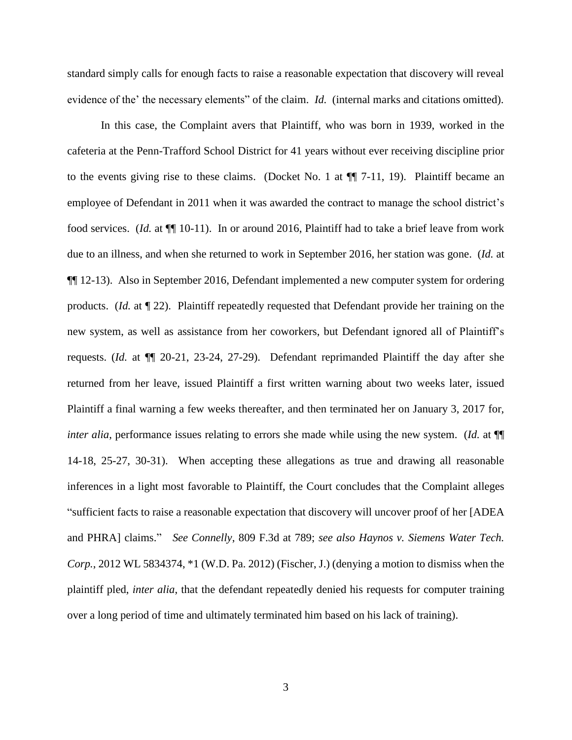standard simply calls for enough facts to raise a reasonable expectation that discovery will reveal evidence of the' the necessary elements" of the claim. *Id.* (internal marks and citations omitted).

In this case, the Complaint avers that Plaintiff, who was born in 1939, worked in the cafeteria at the Penn-Trafford School District for 41 years without ever receiving discipline prior to the events giving rise to these claims. (Docket No. 1 at ¶¶ 7-11, 19). Plaintiff became an employee of Defendant in 2011 when it was awarded the contract to manage the school district's food services. (*Id.* at ¶¶ 10-11). In or around 2016, Plaintiff had to take a brief leave from work due to an illness, and when she returned to work in September 2016, her station was gone. (*Id.* at ¶¶ 12-13). Also in September 2016, Defendant implemented a new computer system for ordering products. (*Id.* at ¶ 22). Plaintiff repeatedly requested that Defendant provide her training on the new system, as well as assistance from her coworkers, but Defendant ignored all of Plaintiff's requests. (*Id.* at ¶¶ 20-21, 23-24, 27-29). Defendant reprimanded Plaintiff the day after she returned from her leave, issued Plaintiff a first written warning about two weeks later, issued Plaintiff a final warning a few weeks thereafter, and then terminated her on January 3, 2017 for, *inter alia*, performance issues relating to errors she made while using the new system. (*Id.* at ¶¶ 14-18, 25-27, 30-31). When accepting these allegations as true and drawing all reasonable inferences in a light most favorable to Plaintiff, the Court concludes that the Complaint alleges "sufficient facts to raise a reasonable expectation that discovery will uncover proof of her [ADEA and PHRA] claims." *See Connelly*, 809 F.3d at 789; *see also Haynos v. Siemens Water Tech. Corp.*, 2012 WL 5834374, \*1 (W.D. Pa. 2012) (Fischer, J.) (denying a motion to dismiss when the plaintiff pled, *inter alia*, that the defendant repeatedly denied his requests for computer training over a long period of time and ultimately terminated him based on his lack of training).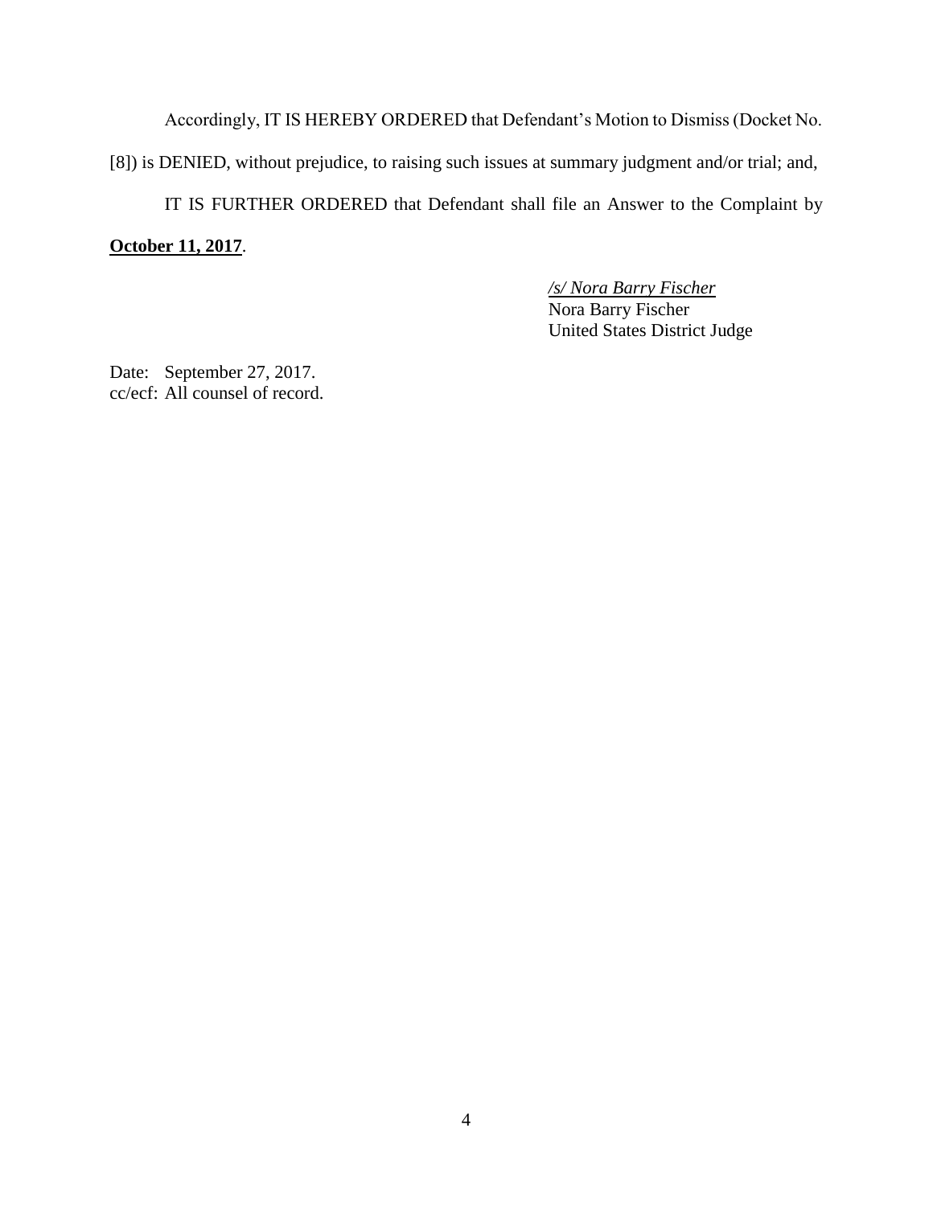Accordingly, IT IS HEREBY ORDERED that Defendant's Motion to Dismiss (Docket No. [8]) is DENIED, without prejudice, to raising such issues at summary judgment and/or trial; and,

IT IS FURTHER ORDERED that Defendant shall file an Answer to the Complaint by **October 11, 2017**.

*/s/ Nora Barry Fischer*
Nora Barry Fischer
United States District Judge

Date: September 27, 2017.
cc/ecf: All counsel of record.